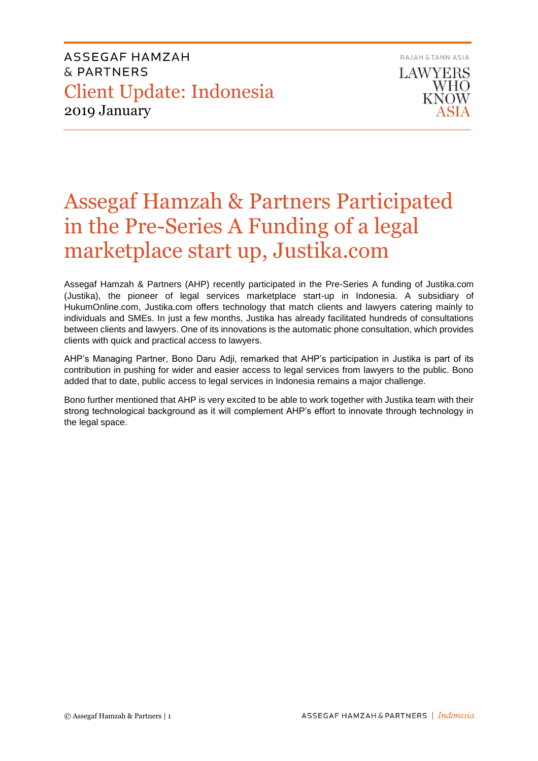ASSEGAF HAMZAH
& PARTNERS
Client Update: Indonesia
2019 January

RAJAH & TANN ASIA
LAWYERS WHO KNOW ASIA

# Assegaf Hamzah & Partners Participated in the Pre-Series A Funding of a legal marketplace start up, Justika.com

Assegaf Hamzah & Partners (AHP) recently participated in the Pre-Series A funding of Justika.com (Justika), the pioneer of legal services marketplace start-up in Indonesia. A subsidiary of HukumOnline.com, Justika.com offers technology that match clients and lawyers catering mainly to individuals and SMEs. In just a few months, Justika has already facilitated hundreds of consultations between clients and lawyers. One of its innovations is the automatic phone consultation, which provides clients with quick and practical access to lawyers.

AHP's Managing Partner, Bono Daru Adji, remarked that AHP's participation in Justika is part of its contribution in pushing for wider and easier access to legal services from lawyers to the public. Bono added that to date, public access to legal services in Indonesia remains a major challenge.

Bono further mentioned that AHP is very excited to be able to work together with Justika team with their strong technological background as it will complement AHP's effort to innovate through technology in the legal space.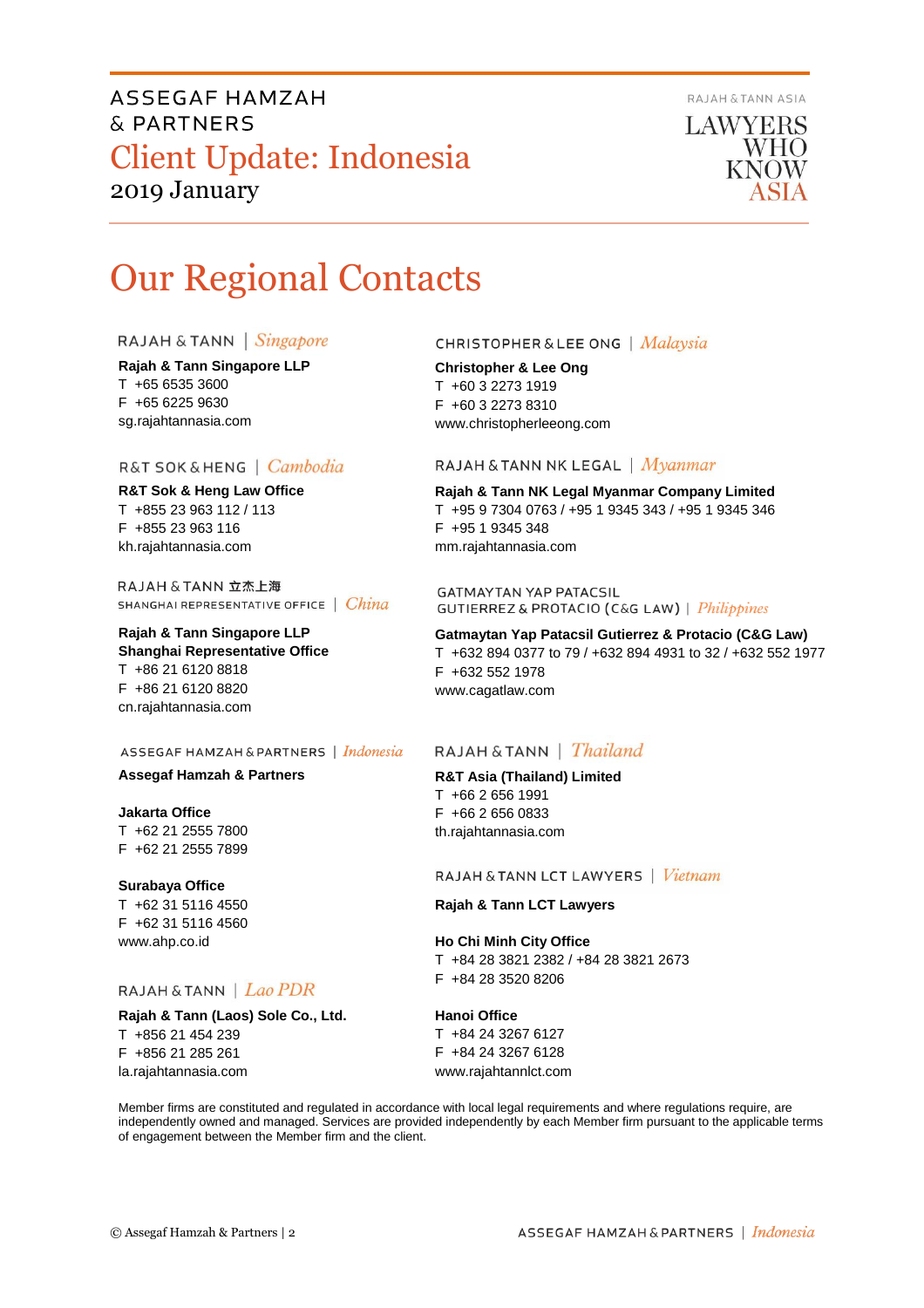# Our Regional Contacts

RAJAH & TANN | *Singapore*

**Rajah & Tann Singapore LLP**
T +65 6535 3600
F +65 6225 9630
sg.rajahtannasia.com

R&T SOK & HENG | *Cambodia*

**R&T Sok & Heng Law Office**
T +855 23 963 112 / 113
F +855 23 963 116
kh.rajahtannasia.com

RAJAH & TANN 立杰上海
SHANGHAI REPRESENTATIVE OFFICE | *China*

**Rajah & Tann Singapore LLP**
**Shanghai Representative Office**
T +86 21 6120 8818
F +86 21 6120 8820
cn.rajahtannasia.com

ASSEGAF HAMZAH & PARTNERS | *Indonesia*

**Assegaf Hamzah & Partners**

**Jakarta Office**
T +62 21 2555 7800
F +62 21 2555 7899

**Surabaya Office**
T +62 31 5116 4550
F +62 31 5116 4560
www.ahp.co.id

RAJAH & TANN | *Lao PDR*

**Rajah & Tann (Laos) Sole Co., Ltd.**
T +856 21 454 239
F +856 21 285 261
la.rajahtannasia.com

CHRISTOPHER & LEE ONG | *Malaysia*

**Christopher & Lee Ong**
T +60 3 2273 1919
F +60 3 2273 8310
www.christopherleeong.com

RAJAH & TANN NK LEGAL | *Myanmar*

**Rajah & Tann NK Legal Myanmar Company Limited**
T +95 9 7304 0763 / +95 1 9345 343 / +95 1 9345 346
F +95 1 9345 348
mm.rajahtannasia.com

GATMAYTAN YAP PATACSIL
GUTIERREZ & PROTACIO (C&G LAW) | *Philippines*

**Gatmaytan Yap Patacsil Gutierrez & Protacio (C&G Law)**
T +632 894 0377 to 79 / +632 894 4931 to 32 / +632 552 1977
F +632 552 1978
www.cagatlaw.com

RAJAH & TANN | *Thailand*

**R&T Asia (Thailand) Limited**
T +66 2 656 1991
F +66 2 656 0833
th.rajahtannasia.com

RAJAH & TANN LCT LAWYERS | *Vietnam*

**Rajah & Tann LCT Lawyers**

**Ho Chi Minh City Office**
T +84 28 3821 2382 / +84 28 3821 2673
F +84 28 3520 8206

**Hanoi Office**
T +84 24 3267 6127
F +84 24 3267 6128
www.rajahtannlct.com

Member firms are constituted and regulated in accordance with local legal requirements and where regulations require, are independently owned and managed. Services are provided independently by each Member firm pursuant to the applicable terms of engagement between the Member firm and the client.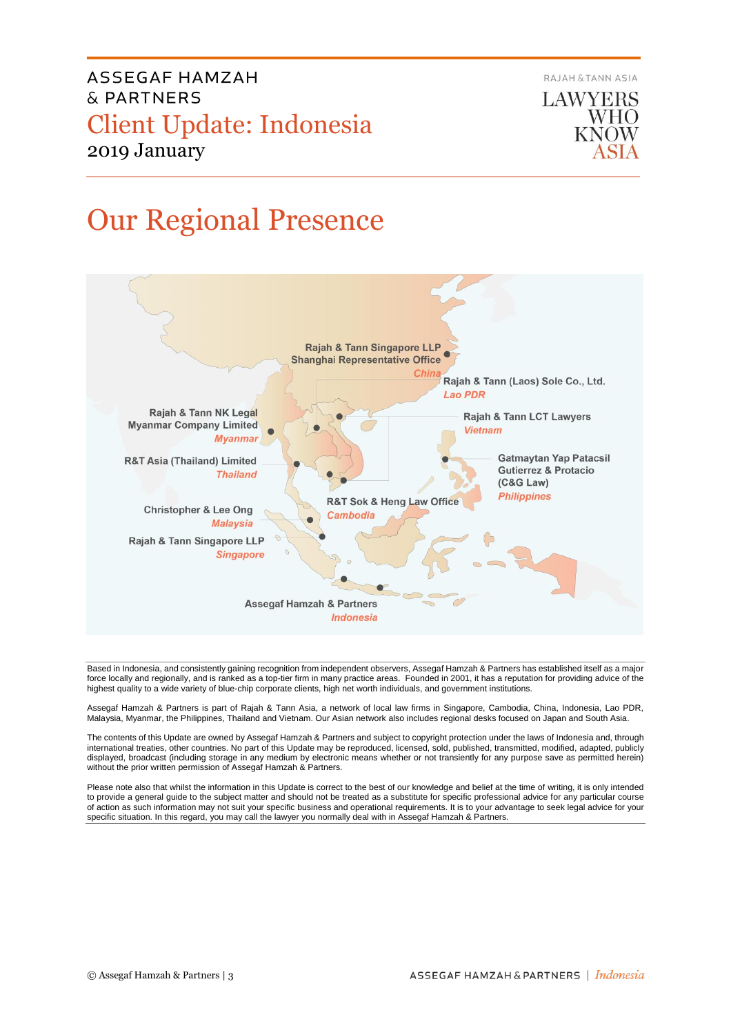# Our Regional Presence

Rajah & Tann Singapore LLP
Shanghai Representative Office
*China*

Rajah & Tann (Laos) Sole Co., Ltd.
*Lao PDR*

Rajah & Tann NK Legal
Myanmar Company Limited
*Myanmar*

Rajah & Tann LCT Lawyers
*Vietnam*

R&T Asia (Thailand) Limited
*Thailand*

Gatmaytan Yap Patacsil
Gutierrez & Protacio
(C&G Law)
*Philippines*

R&T Sok & Heng Law Office
*Cambodia*

Christopher & Lee Ong
*Malaysia*

Rajah & Tann Singapore LLP
*Singapore*

Assegaf Hamzah & Partners
*Indonesia*

Based in Indonesia, and consistently gaining recognition from independent observers, Assegaf Hamzah & Partners has established itself as a major force locally and regionally, and is ranked as a top-tier firm in many practice areas. Founded in 2001, it has a reputation for providing advice of the highest quality to a wide variety of blue-chip corporate clients, high net worth individuals, and government institutions.

Assegaf Hamzah & Partners is part of Rajah & Tann Asia, a network of local law firms in Singapore, Cambodia, China, Indonesia, Lao PDR, Malaysia, Myanmar, the Philippines, Thailand and Vietnam. Our Asian network also includes regional desks focused on Japan and South Asia.

The contents of this Update are owned by Assegaf Hamzah & Partners and subject to copyright protection under the laws of Indonesia and, through international treaties, other countries. No part of this Update may be reproduced, licensed, sold, published, transmitted, modified, adapted, publicly displayed, broadcast (including storage in any medium by electronic means whether or not transiently for any purpose save as permitted herein) without the prior written permission of Assegaf Hamzah & Partners.

Please note also that whilst the information in this Update is correct to the best of our knowledge and belief at the time of writing, it is only intended to provide a general guide to the subject matter and should not be treated as a substitute for specific professional advice for any particular course of action as such information may not suit your specific business and operational requirements. It is to your advantage to seek legal advice for your specific situation. In this regard, you may call the lawyer you normally deal with in Assegaf Hamzah & Partners.